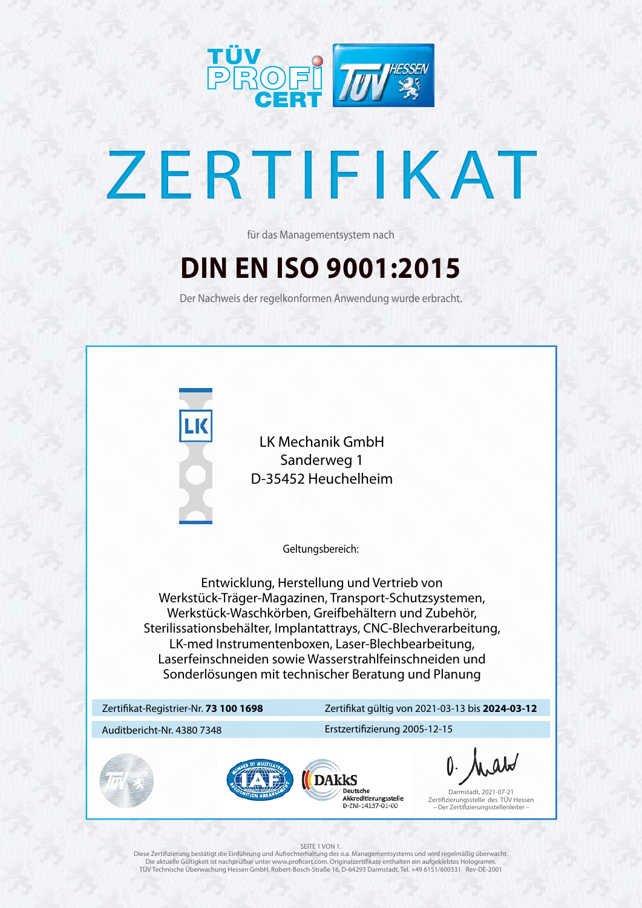TÜV PROFi CERT

TÜV HESSEN

# ZERTIFIKAT

für das Managementsystem nach

## DIN EN ISO 9001:2015

Der Nachweis der regelkonformen Anwendung wurde erbracht.

LK

LK Mechanik GmbH
Sanderweg 1
D-35452 Heuchelheim

Geltungsbereich:

Entwicklung, Herstellung und Vertrieb von
Werkstück-Träger-Magazinen, Transport-Schutzsystemen,
Werkstück-Waschkörben, Greifbehältern und Zubehör,
Sterilissationsbehälter, Implantattrays, CNC-Blechverarbeitung,
LK-med Instrumentenboxen, Laser-Blechbearbeitung,
Laserfeinschneiden sowie Wasserstrahlfeinschneiden und
Sonderlösungen mit technischer Beratung und Planung

| | |
|---|---|
| Zertifikat-Registrier-Nr. **73 100 1698** | Zertifikat gültig von 2021-03-13 bis **2024-03-12** |
| Auditbericht-Nr. 4380 7348 | Erstzertifizierung 2005-12-15 |

IAF – Member of Multilateral Recognition Arrangement

DAkkS
Deutsche
Akkreditierungsstelle
D-ZM-14137-01-00

Darmstadt, 2021-07-21
Zertifizierungsstelle des TÜV Hessen
– Der Zertifizierungsstellenleiter –

SEITE 1 VON 1.
Diese Zertifizierung bestätigt die Einführung und Aufrechterhaltung des o.a. Managementsystems und wird regelmäßig überwacht.
Die aktuelle Gültigkeit ist nachprüfbar unter www.proficert.com. Originalzertifikate enthalten ein aufgeklebtes Hologramm.
TÜV Technische Überwachung Hessen GmbH, Robert-Bosch-Straße 16, D-64293 Darmstadt, Tel. +49 6151/600331 Rev-DE-2001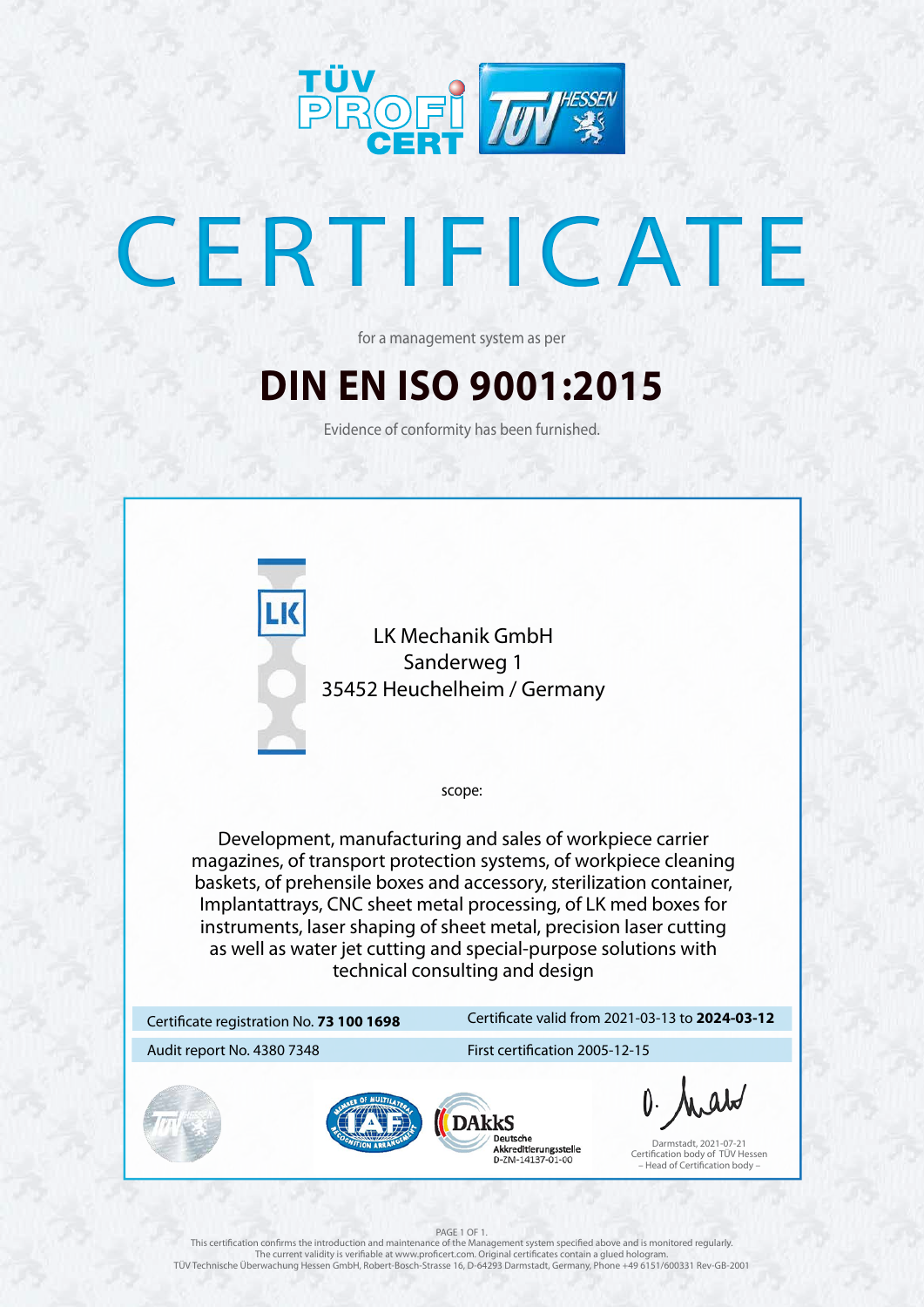TÜV PROFI CERT

# CERTIFICATE

for a management system as per

## DIN EN ISO 9001:2015

Evidence of conformity has been furnished.

LK Mechanik GmbH
Sanderweg 1
35452 Heuchelheim / Germany

scope:

Development, manufacturing and sales of workpiece carrier magazines, of transport protection systems, of workpiece cleaning baskets, of prehensile boxes and accessory, sterilization container, Implantattrays, CNC sheet metal processing, of LK med boxes for instruments, laser shaping of sheet metal, precision laser cutting as well as water jet cutting and special-purpose solutions with technical consulting and design

| | |
|---|---|
| Certificate registration No. **73 100 1698** | Certificate valid from 2021-03-13 to **2024-03-12** |
| Audit report No. 4380 7348 | First certification 2005-12-15 |

DAkkS Deutsche Akkreditierungsstelle D-ZM-14137-01-00

Darmstadt, 2021-07-21
Certification body of TÜV Hessen
– Head of Certification body –

PAGE 1 OF 1.
This certification confirms the introduction and maintenance of the Management system specified above and is monitored regularly.
The current validity is verifiable at www.proficert.com. Original certificates contain a glued hologram.
TÜV Technische Überwachung Hessen GmbH, Robert-Bosch-Strasse 16, D-64293 Darmstadt, Germany, Phone +49 6151/600331 Rev-GB-2001